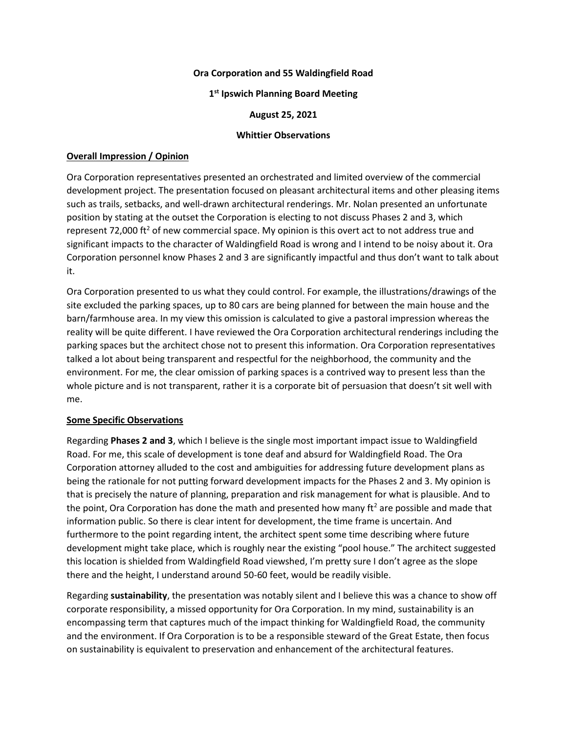**Ora Corporation and 55 Waldingfield Road**

**1st Ipswich Planning Board Meeting**

**August 25, 2021**

**Whittier Observations**

**Overall Impression / Opinion**

Ora Corporation representatives presented an orchestrated and limited overview of the commercial development project. The presentation focused on pleasant architectural items and other pleasing items such as trails, setbacks, and well-drawn architectural renderings. Mr. Nolan presented an unfortunate position by stating at the outset the Corporation is electing to not discuss Phases 2 and 3, which represent 72,000 $ft^2$ of new commercial space. My opinion is this overt act to not address true and significant impacts to the character of Waldingfield Road is wrong and I intend to be noisy about it. Ora Corporation personnel know Phases 2 and 3 are significantly impactful and thus don't want to talk about it.

Ora Corporation presented to us what they could control. For example, the illustrations/drawings of the site excluded the parking spaces, up to 80 cars are being planned for between the main house and the barn/farmhouse area. In my view this omission is calculated to give a pastoral impression whereas the reality will be quite different. I have reviewed the Ora Corporation architectural renderings including the parking spaces but the architect chose not to present this information. Ora Corporation representatives talked a lot about being transparent and respectful for the neighborhood, the community and the environment. For me, the clear omission of parking spaces is a contrived way to present less than the whole picture and is not transparent, rather it is a corporate bit of persuasion that doesn't sit well with me.

**Some Specific Observations**

Regarding **Phases 2 and 3**, which I believe is the single most important impact issue to Waldingfield Road. For me, this scale of development is tone deaf and absurd for Waldingfield Road. The Ora Corporation attorney alluded to the cost and ambiguities for addressing future development plans as being the rationale for not putting forward development impacts for the Phases 2 and 3. My opinion is that is precisely the nature of planning, preparation and risk management for what is plausible. And to the point, Ora Corporation has done the math and presented how many $ft^2$ are possible and made that information public. So there is clear intent for development, the time frame is uncertain. And furthermore to the point regarding intent, the architect spent some time describing where future development might take place, which is roughly near the existing "pool house." The architect suggested this location is shielded from Waldingfield Road viewshed, I'm pretty sure I don't agree as the slope there and the height, I understand around 50-60 feet, would be readily visible.

Regarding **sustainability**, the presentation was notably silent and I believe this was a chance to show off corporate responsibility, a missed opportunity for Ora Corporation. In my mind, sustainability is an encompassing term that captures much of the impact thinking for Waldingfield Road, the community and the environment. If Ora Corporation is to be a responsible steward of the Great Estate, then focus on sustainability is equivalent to preservation and enhancement of the architectural features.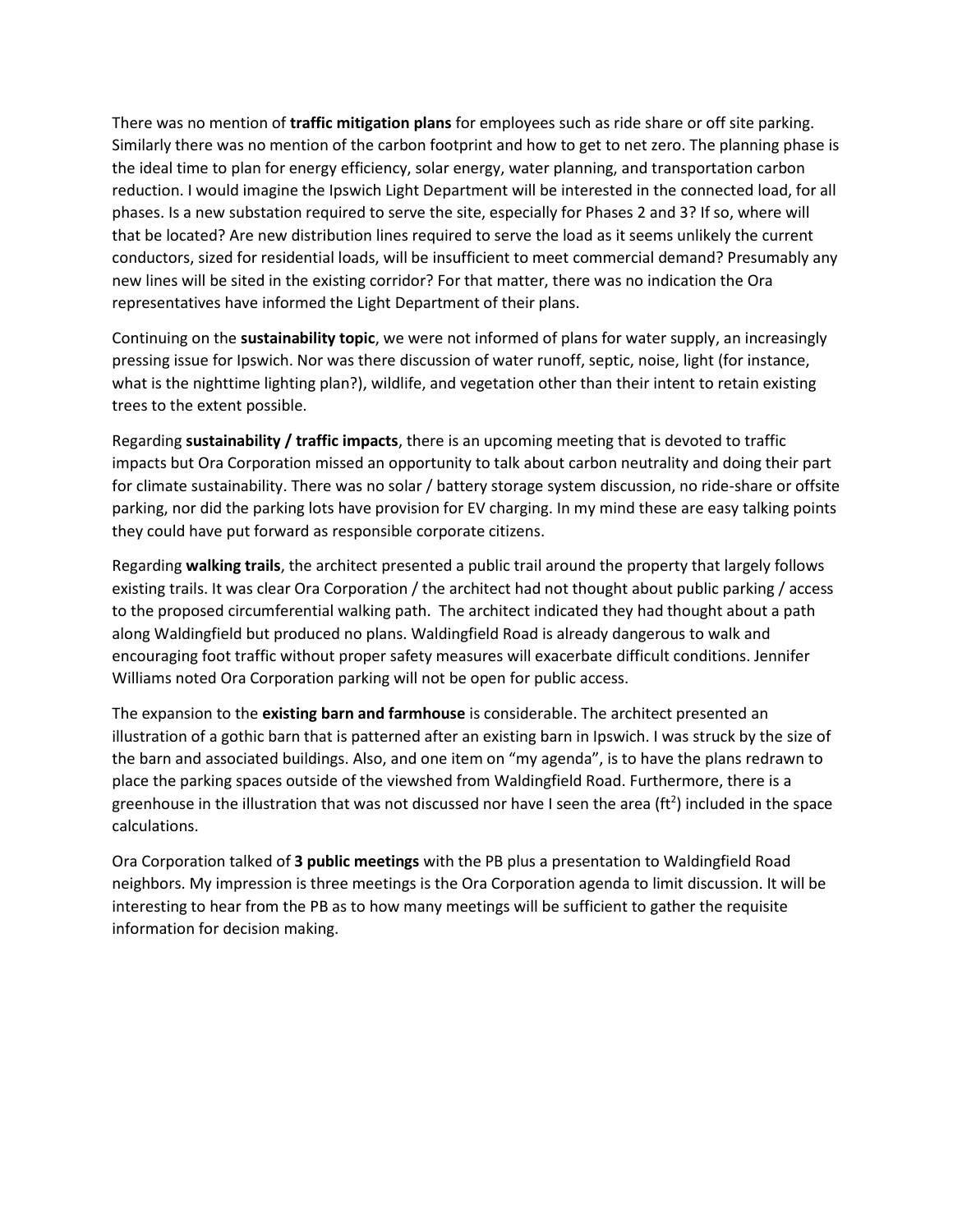There was no mention of **traffic mitigation plans** for employees such as ride share or off site parking. Similarly there was no mention of the carbon footprint and how to get to net zero. The planning phase is the ideal time to plan for energy efficiency, solar energy, water planning, and transportation carbon reduction. I would imagine the Ipswich Light Department will be interested in the connected load, for all phases. Is a new substation required to serve the site, especially for Phases 2 and 3? If so, where will that be located? Are new distribution lines required to serve the load as it seems unlikely the current conductors, sized for residential loads, will be insufficient to meet commercial demand? Presumably any new lines will be sited in the existing corridor? For that matter, there was no indication the Ora representatives have informed the Light Department of their plans.

Continuing on the **sustainability topic**, we were not informed of plans for water supply, an increasingly pressing issue for Ipswich. Nor was there discussion of water runoff, septic, noise, light (for instance, what is the nighttime lighting plan?), wildlife, and vegetation other than their intent to retain existing trees to the extent possible.

Regarding **sustainability / traffic impacts**, there is an upcoming meeting that is devoted to traffic impacts but Ora Corporation missed an opportunity to talk about carbon neutrality and doing their part for climate sustainability. There was no solar / battery storage system discussion, no ride-share or offsite parking, nor did the parking lots have provision for EV charging. In my mind these are easy talking points they could have put forward as responsible corporate citizens.

Regarding **walking trails**, the architect presented a public trail around the property that largely follows existing trails. It was clear Ora Corporation / the architect had not thought about public parking / access to the proposed circumferential walking path. The architect indicated they had thought about a path along Waldingfield but produced no plans. Waldingfield Road is already dangerous to walk and encouraging foot traffic without proper safety measures will exacerbate difficult conditions. Jennifer Williams noted Ora Corporation parking will not be open for public access.

The expansion to the **existing barn and farmhouse** is considerable. The architect presented an illustration of a gothic barn that is patterned after an existing barn in Ipswich. I was struck by the size of the barn and associated buildings. Also, and one item on "my agenda", is to have the plans redrawn to place the parking spaces outside of the viewshed from Waldingfield Road. Furthermore, there is a greenhouse in the illustration that was not discussed nor have I seen the area ($ft^2$) included in the space calculations.

Ora Corporation talked of **3 public meetings** with the PB plus a presentation to Waldingfield Road neighbors. My impression is three meetings is the Ora Corporation agenda to limit discussion. It will be interesting to hear from the PB as to how many meetings will be sufficient to gather the requisite information for decision making.